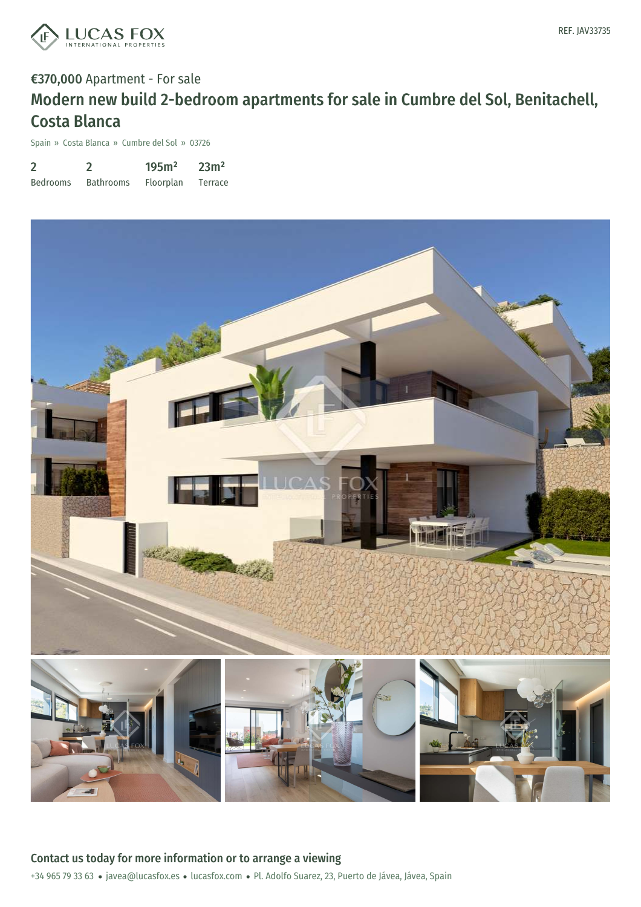REF. JAV33735

€370,000 Apartment - For sale

# Modern new build 2-bedroom apartments for sale in Cumbre del Sol, Benitachell, Costa Blanca

Spain » Costa Blanca » Cumbre del Sol » 03726

| 2 | 2 | 195m² | 23m² |
|---|---|---|---|
| Bedrooms | Bathrooms | Floorplan | Terrace |

## Contact us today for more information or to arrange a viewing

+34 965 79 33 63 • javea@lucasfox.es • lucasfox.com • Pl. Adolfo Suarez, 23, Puerto de Jávea, Jávea, Spain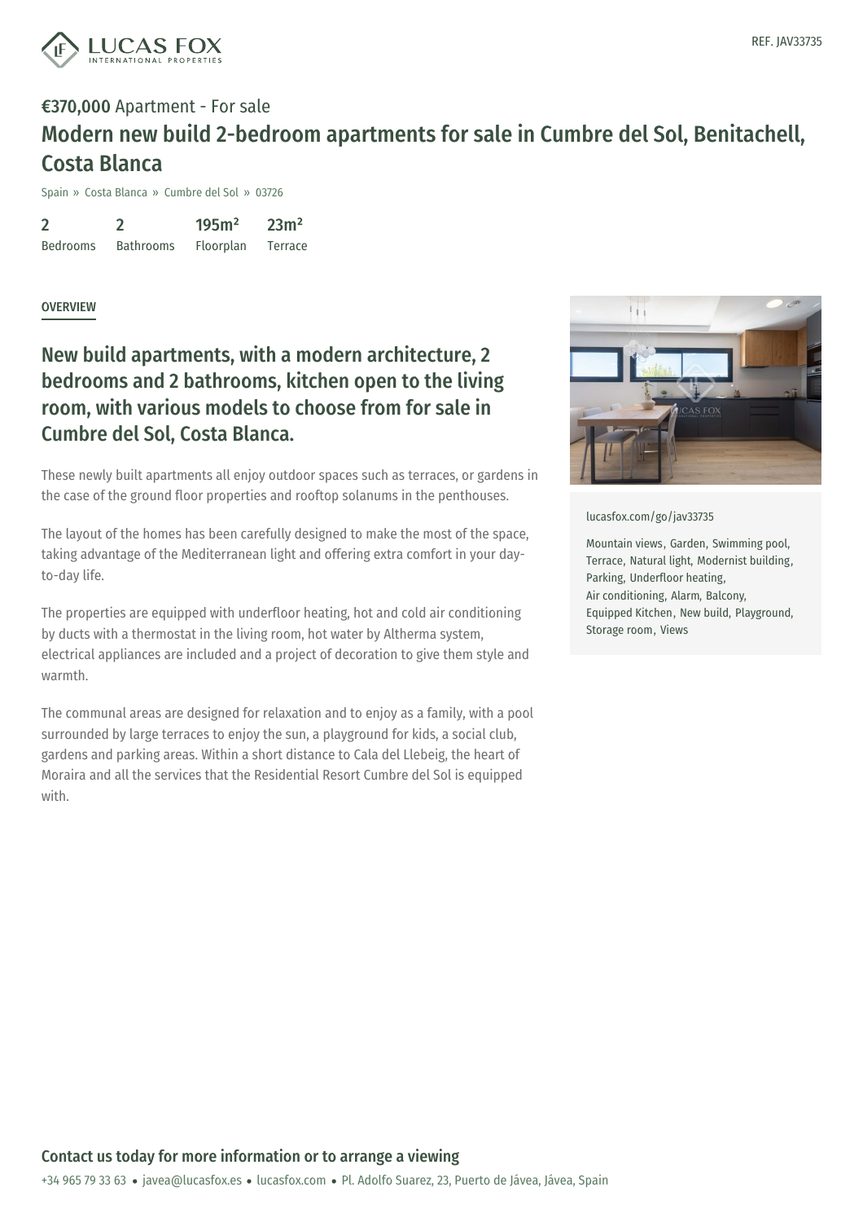REF. JAV33735

**€370,000** Apartment - For sale

# Modern new build 2-bedroom apartments for sale in Cumbre del Sol, Benitachell, Costa Blanca

Spain » Costa Blanca » Cumbre del Sol » 03726

| 2 | 2 | 195m² | 23m² |
|---|---|---|---|
| Bedrooms | Bathrooms | Floorplan | Terrace |

## OVERVIEW

## New build apartments, with a modern architecture, 2 bedrooms and 2 bathrooms, kitchen open to the living room, with various models to choose from for sale in Cumbre del Sol, Costa Blanca.

These newly built apartments all enjoy outdoor spaces such as terraces, or gardens in the case of the ground floor properties and rooftop solanums in the penthouses.

The layout of the homes has been carefully designed to make the most of the space, taking advantage of the Mediterranean light and offering extra comfort in your day-to-day life.

The properties are equipped with underfloor heating, hot and cold air conditioning by ducts with a thermostat in the living room, hot water by Altherma system, electrical appliances are included and a project of decoration to give them style and warmth.

The communal areas are designed for relaxation and to enjoy as a family, with a pool surrounded by large terraces to enjoy the sun, a playground for kids, a social club, gardens and parking areas. Within a short distance to Cala del Llebeig, the heart of Moraira and all the services that the Residential Resort Cumbre del Sol is equipped with.

lucasfox.com/go/jav33735

Mountain views, Garden, Swimming pool, Terrace, Natural light, Modernist building, Parking, Underfloor heating, Air conditioning, Alarm, Balcony, Equipped Kitchen, New build, Playground, Storage room, Views

**Contact us today for more information or to arrange a viewing**

+34 965 79 33 63 • javea@lucasfox.es • lucasfox.com • Pl. Adolfo Suarez, 23, Puerto de Jávea, Jávea, Spain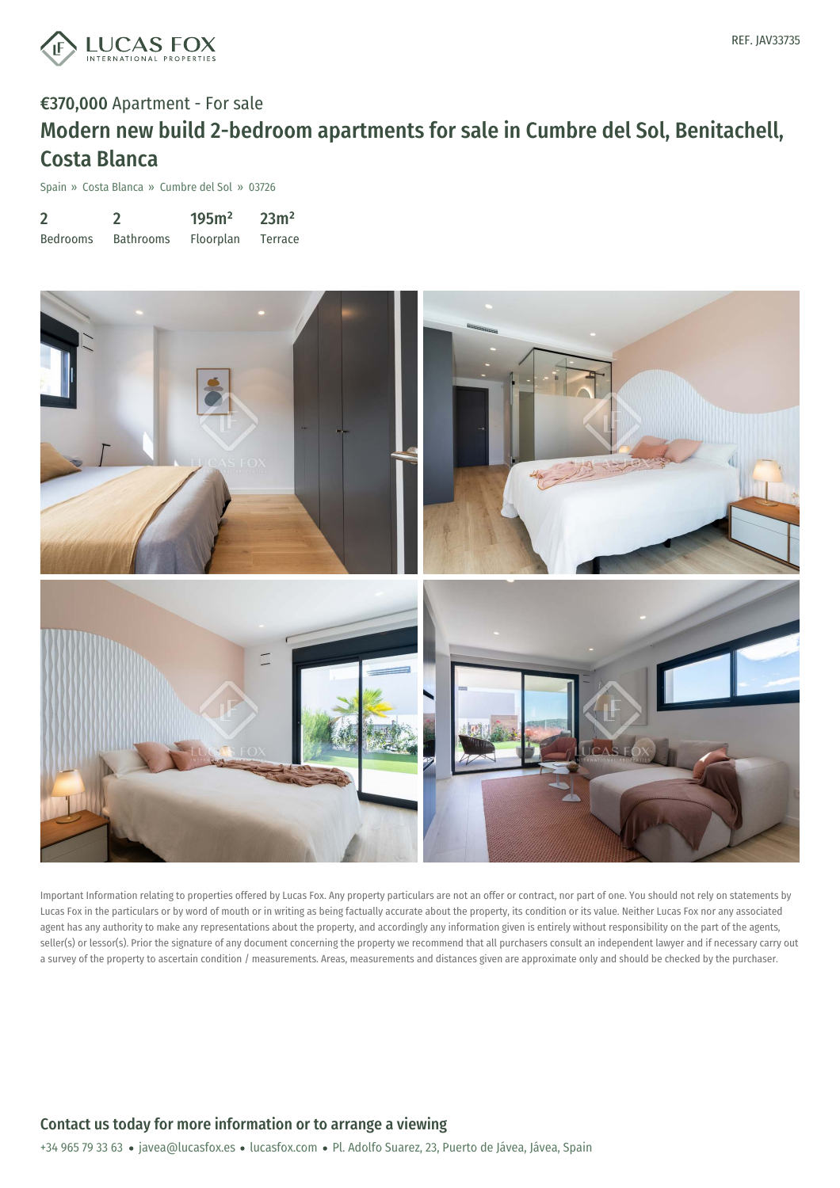REF. JAV33735

€370,000 Apartment - For sale

# Modern new build 2-bedroom apartments for sale in Cumbre del Sol, Benitachell, Costa Blanca

Spain » Costa Blanca » Cumbre del Sol » 03726

| 2 | 2 | 195m² | 23m² |
| --- | --- | --- | --- |
| Bedrooms | Bathrooms | Floorplan | Terrace |

Important Information relating to properties offered by Lucas Fox. Any property particulars are not an offer or contract, nor part of one. You should not rely on statements by Lucas Fox in the particulars or by word of mouth or in writing as being factually accurate about the property, its condition or its value. Neither Lucas Fox nor any associated agent has any authority to make any representations about the property, and accordingly any information given is entirely without responsibility on the part of the agents, seller(s) or lessor(s). Prior the signature of any document concerning the property we recommend that all purchasers consult an independent lawyer and if necessary carry out a survey of the property to ascertain condition / measurements. Areas, measurements and distances given are approximate only and should be checked by the purchaser.

## Contact us today for more information or to arrange a viewing

+34 965 79 33 63 • javea@lucasfox.es • lucasfox.com • Pl. Adolfo Suarez, 23, Puerto de Jávea, Jávea, Spain